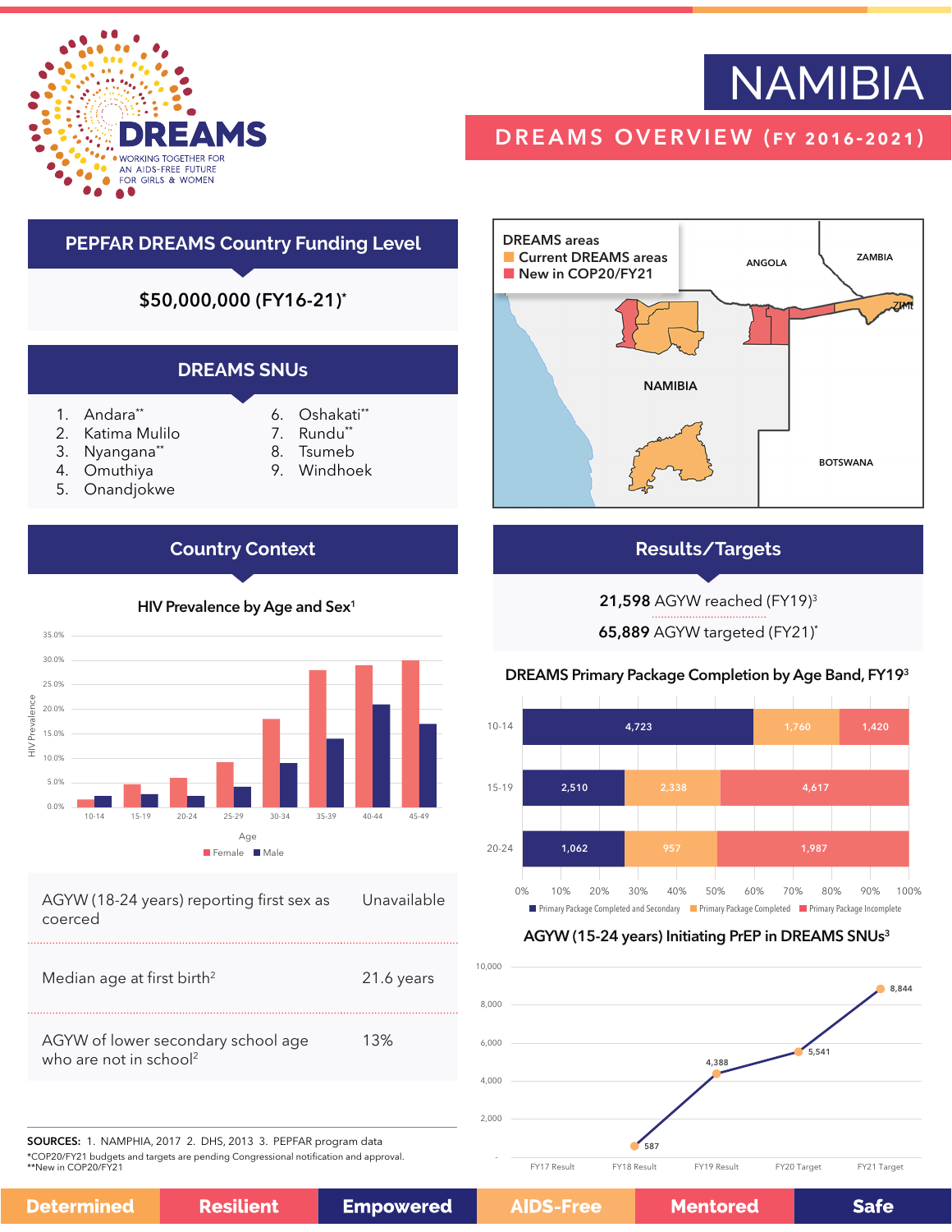DREAMS

WORKING TOGETHER FOR AN AIDS-FREE FUTURE FOR GIRLS & WOMEN

# NAMIBIA

## DREAMS OVERVIEW (FY 2016-2021)

## PEPFAR DREAMS Country Funding Level

**$50,000,000 (FY16-21)***

## DREAMS SNUs

1. Andara**
2. Katima Mulilo
3. Nyangana**
4. Omuthiya
5. Onandjokwe
6. Oshakati**
7. Rundu**
8. Tsumeb
9. Windhoek

DREAMS areas
Current DREAMS areas
New in COP20/FY21

ANGOLA
ZAMBIA
ZIMB
NAMIBIA
BOTSWANA

## Country Context

### HIV Prevalence by Age and Sex[1]

HIV Prevalence
35.0%
30.0%
25.0%
20.0%
15.0%
10.0%
5.0%
0.0%
10-14
15-19
20-24
25-29
30-34
35-39
40-44
45-49
Age
Female
Male

| | |
|---|---|
| AGYW (18-24 years) reporting first sex as coerced | Unavailable |
| Median age at first birth[2] | 21.6 years |
| AGYW of lower secondary school age who are not in school[2] | 13% |

## Results/Targets

**21,598** AGYW reached (FY19)[3]

**65,889** AGYW targeted (FY21)*

### DREAMS Primary Package Completion by Age Band, FY19[3]

10-14
4,723
1,760
1,420
15-19
2,510
2,338
4,617
20-24
1,062
957
1,987
0%
10%
20%
30%
40%
50%
60%
70%
80%
90%
100%
Primary Package Completed and Secondary
Primary Package Completed
Primary Package Incomplete

### AGYW (15-24 years) Initiating PrEP in DREAMS SNUs[3]

10,000
8,000
6,000
4,000
2,000
-
FY17 Result
FY18 Result
FY19 Result
FY20 Target
FY21 Target
587
4,388
5,541
8,844

SOURCES: 1. NAMPHIA, 2017 2. DHS, 2013 3. PEPFAR program data
*COP20/FY21 budgets and targets are pending Congressional notification and approval.
**New in COP20/FY21

Determined | Resilient | Empowered | AIDS-Free | Mentored | Safe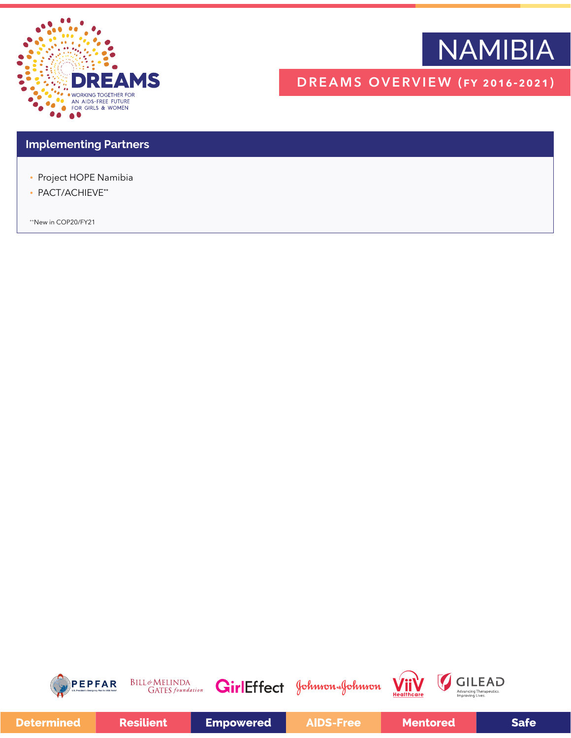# NAMIBIA

## DREAMS OVERVIEW (FY 2016-2021)

### Implementing Partners

- Project HOPE Namibia
- PACT/ACHIEVE**

**New in COP20/FY21

Determined | Resilient | Empowered | AIDS-Free | Mentored | Safe